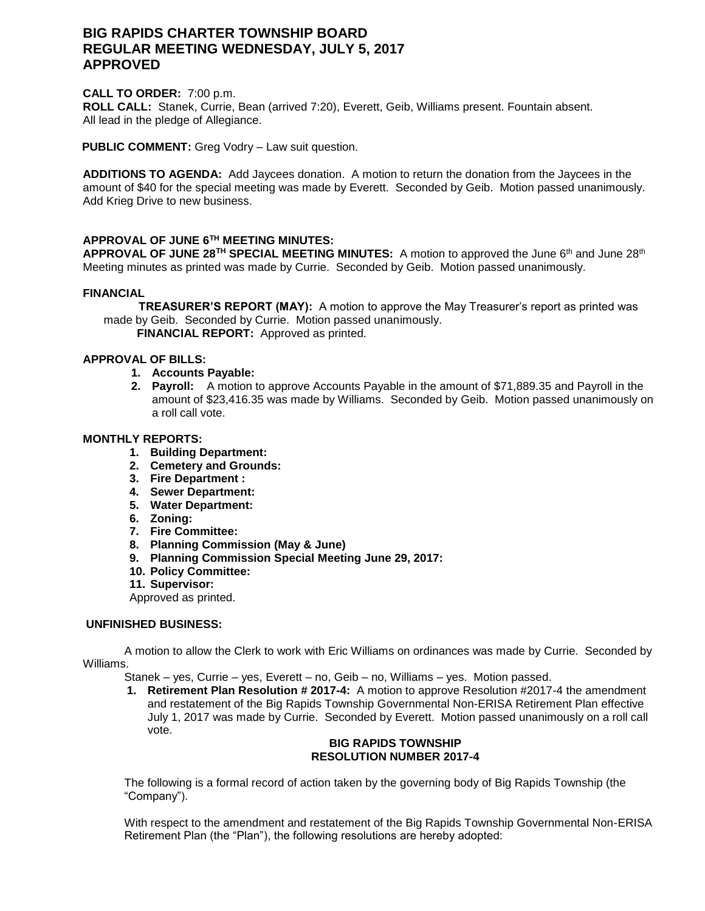# BIG RAPIDS CHARTER TOWNSHIP BOARD
# REGULAR MEETING WEDNESDAY, JULY 5, 2017
# APPROVED

**CALL TO ORDER:** 7:00 p.m.
**ROLL CALL:** Stanek, Currie, Bean (arrived 7:20), Everett, Geib, Williams present. Fountain absent.
All lead in the pledge of Allegiance.

**PUBLIC COMMENT:** Greg Vodry – Law suit question.

**ADDITIONS TO AGENDA:** Add Jaycees donation. A motion to return the donation from the Jaycees in the amount of $40 for the special meeting was made by Everett. Seconded by Geib. Motion passed unanimously. Add Krieg Drive to new business.

**APPROVAL OF JUNE 6TH MEETING MINUTES:**
**APPROVAL OF JUNE 28TH SPECIAL MEETING MINUTES:** A motion to approved the June 6th and June 28th Meeting minutes as printed was made by Currie. Seconded by Geib. Motion passed unanimously.

**FINANCIAL**

**TREASURER'S REPORT (MAY):** A motion to approve the May Treasurer's report as printed was made by Geib. Seconded by Currie. Motion passed unanimously.
**FINANCIAL REPORT:** Approved as printed.

**APPROVAL OF BILLS:**

1. **Accounts Payable:**
2. **Payroll:** A motion to approve Accounts Payable in the amount of $71,889.35 and Payroll in the amount of $23,416.35 was made by Williams. Seconded by Geib. Motion passed unanimously on a roll call vote.

**MONTHLY REPORTS:**

1. **Building Department:**
2. **Cemetery and Grounds:**
3. **Fire Department :**
4. **Sewer Department:**
5. **Water Department:**
6. **Zoning:**
7. **Fire Committee:**
8. **Planning Commission (May & June)**
9. **Planning Commission Special Meeting June 29, 2017:**
10. **Policy Committee:**
11. **Supervisor:**

Approved as printed.

**UNFINISHED BUSINESS:**

A motion to allow the Clerk to work with Eric Williams on ordinances was made by Currie. Seconded by Williams.

Stanek – yes, Currie – yes, Everett – no, Geib – no, Williams – yes. Motion passed.

1. **Retirement Plan Resolution # 2017-4:** A motion to approve Resolution #2017-4 the amendment and restatement of the Big Rapids Township Governmental Non-ERISA Retirement Plan effective July 1, 2017 was made by Currie. Seconded by Everett. Motion passed unanimously on a roll call vote.

**BIG RAPIDS TOWNSHIP**
**RESOLUTION NUMBER 2017-4**

The following is a formal record of action taken by the governing body of Big Rapids Township (the "Company").

With respect to the amendment and restatement of the Big Rapids Township Governmental Non-ERISA Retirement Plan (the "Plan"), the following resolutions are hereby adopted: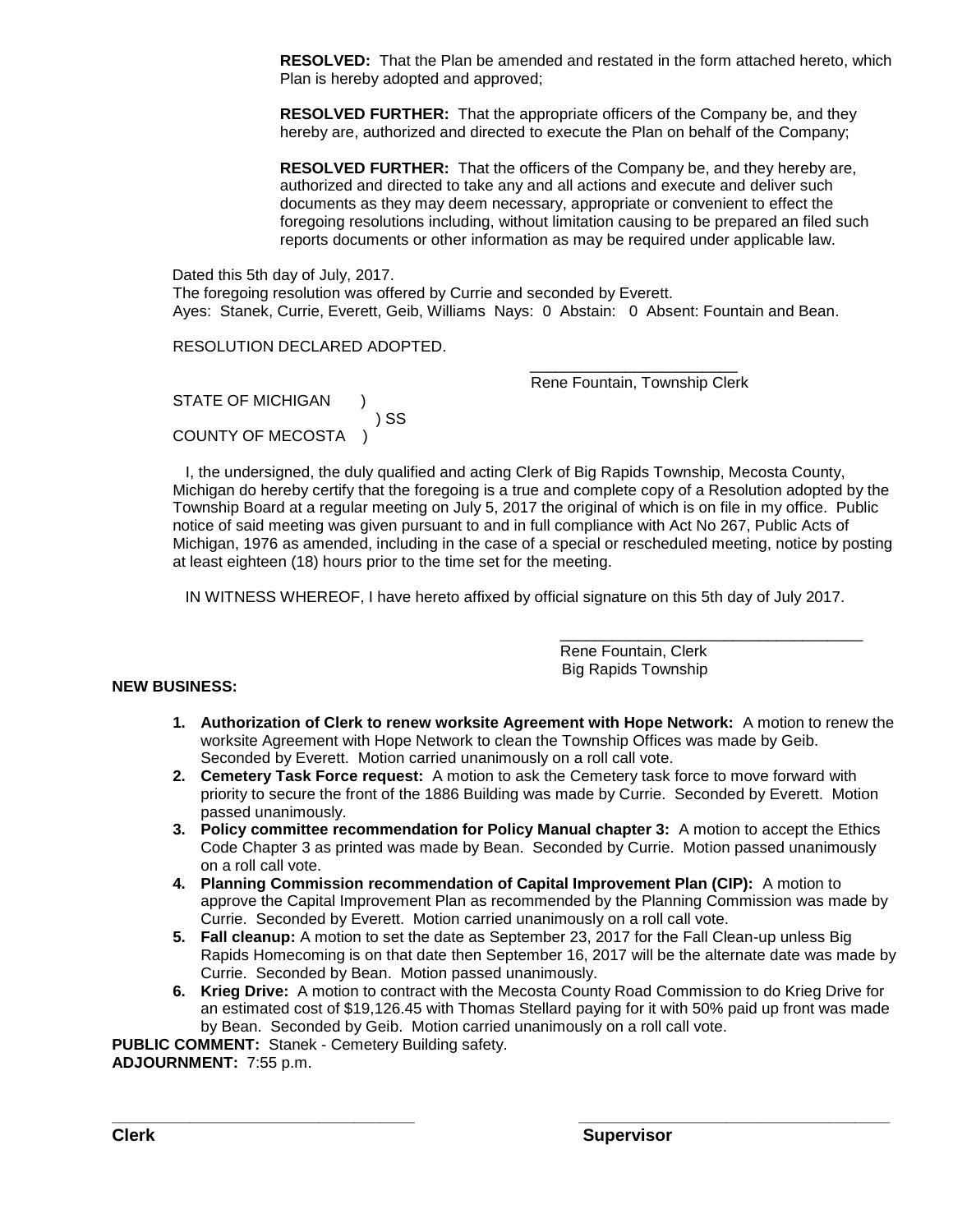**RESOLVED:** That the Plan be amended and restated in the form attached hereto, which Plan is hereby adopted and approved;

**RESOLVED FURTHER:** That the appropriate officers of the Company be, and they hereby are, authorized and directed to execute the Plan on behalf of the Company;

**RESOLVED FURTHER:** That the officers of the Company be, and they hereby are, authorized and directed to take any and all actions and execute and deliver such documents as they may deem necessary, appropriate or convenient to effect the foregoing resolutions including, without limitation causing to be prepared an filed such reports documents or other information as may be required under applicable law.

Dated this 5th day of July, 2017.
The foregoing resolution was offered by Currie and seconded by Everett.
Ayes: Stanek, Currie, Everett, Geib, Williams Nays: 0 Abstain: 0 Absent: Fountain and Bean.

RESOLUTION DECLARED ADOPTED.

\_\_\_\_\_\_\_\_\_\_\_\_\_\_\_\_\_\_\_\_\_\_\_\_
Rene Fountain, Township Clerk

STATE OF MICHIGAN )
) SS
COUNTY OF MECOSTA )

I, the undersigned, the duly qualified and acting Clerk of Big Rapids Township, Mecosta County, Michigan do hereby certify that the foregoing is a true and complete copy of a Resolution adopted by the Township Board at a regular meeting on July 5, 2017 the original of which is on file in my office. Public notice of said meeting was given pursuant to and in full compliance with Act No 267, Public Acts of Michigan, 1976 as amended, including in the case of a special or rescheduled meeting, notice by posting at least eighteen (18) hours prior to the time set for the meeting.

IN WITNESS WHEREOF, I have hereto affixed by official signature on this 5th day of July 2017.

\_\_\_\_\_\_\_\_\_\_\_\_\_\_\_\_\_\_\_\_\_\_\_\_\_\_\_\_\_\_\_\_\_\_\_
Rene Fountain, Clerk
Big Rapids Township

**NEW BUSINESS:**

1. **Authorization of Clerk to renew worksite Agreement with Hope Network:** A motion to renew the worksite Agreement with Hope Network to clean the Township Offices was made by Geib. Seconded by Everett. Motion carried unanimously on a roll call vote.
2. **Cemetery Task Force request:** A motion to ask the Cemetery task force to move forward with priority to secure the front of the 1886 Building was made by Currie. Seconded by Everett. Motion passed unanimously.
3. **Policy committee recommendation for Policy Manual chapter 3:** A motion to accept the Ethics Code Chapter 3 as printed was made by Bean. Seconded by Currie. Motion passed unanimously on a roll call vote.
4. **Planning Commission recommendation of Capital Improvement Plan (CIP):** A motion to approve the Capital Improvement Plan as recommended by the Planning Commission was made by Currie. Seconded by Everett. Motion carried unanimously on a roll call vote.
5. **Fall cleanup:** A motion to set the date as September 23, 2017 for the Fall Clean-up unless Big Rapids Homecoming is on that date then September 16, 2017 will be the alternate date was made by Currie. Seconded by Bean. Motion passed unanimously.
6. **Krieg Drive:** A motion to contract with the Mecosta County Road Commission to do Krieg Drive for an estimated cost of $19,126.45 with Thomas Stellard paying for it with 50% paid up front was made by Bean. Seconded by Geib. Motion carried unanimously on a roll call vote.

**PUBLIC COMMENT:** Stanek - Cemetery Building safety.
**ADJOURNMENT:** 7:55 p.m.

\_\_\_\_\_\_\_\_\_\_\_\_\_\_\_\_\_\_\_\_\_\_\_\_\_\_\_\_\_\_\_\_\_\_\_ \_\_\_\_\_\_\_\_\_\_\_\_\_\_\_\_\_\_\_\_\_\_\_\_\_\_\_\_\_\_\_\_\_\_\_
**Clerk** **Supervisor**